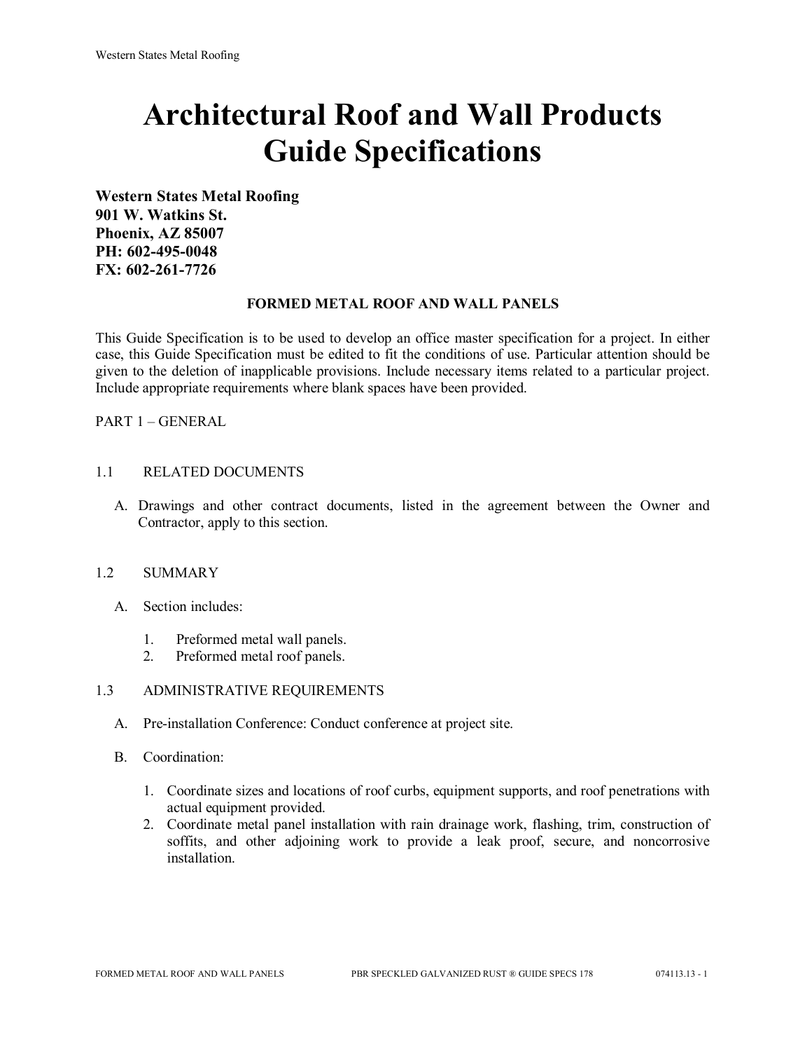# Architectural Roof and Wall Products Guide Specifications

**Western States Metal Roofing**
**901 W. Watkins St.**
**Phoenix, AZ 85007**
**PH: 602-495-0048**
**FX: 602-261-7726**

## FORMED METAL ROOF AND WALL PANELS

This Guide Specification is to be used to develop an office master specification for a project. In either case, this Guide Specification must be edited to fit the conditions of use. Particular attention should be given to the deletion of inapplicable provisions. Include necessary items related to a particular project. Include appropriate requirements where blank spaces have been provided.

PART 1 – GENERAL

1.1 RELATED DOCUMENTS

A. Drawings and other contract documents, listed in the agreement between the Owner and Contractor, apply to this section.

1.2 SUMMARY

A. Section includes:

1. Preformed metal wall panels.
2. Preformed metal roof panels.

1.3 ADMINISTRATIVE REQUIREMENTS

A. Pre-installation Conference: Conduct conference at project site.

B. Coordination:

1. Coordinate sizes and locations of roof curbs, equipment supports, and roof penetrations with actual equipment provided.
2. Coordinate metal panel installation with rain drainage work, flashing, trim, construction of soffits, and other adjoining work to provide a leak proof, secure, and noncorrosive installation.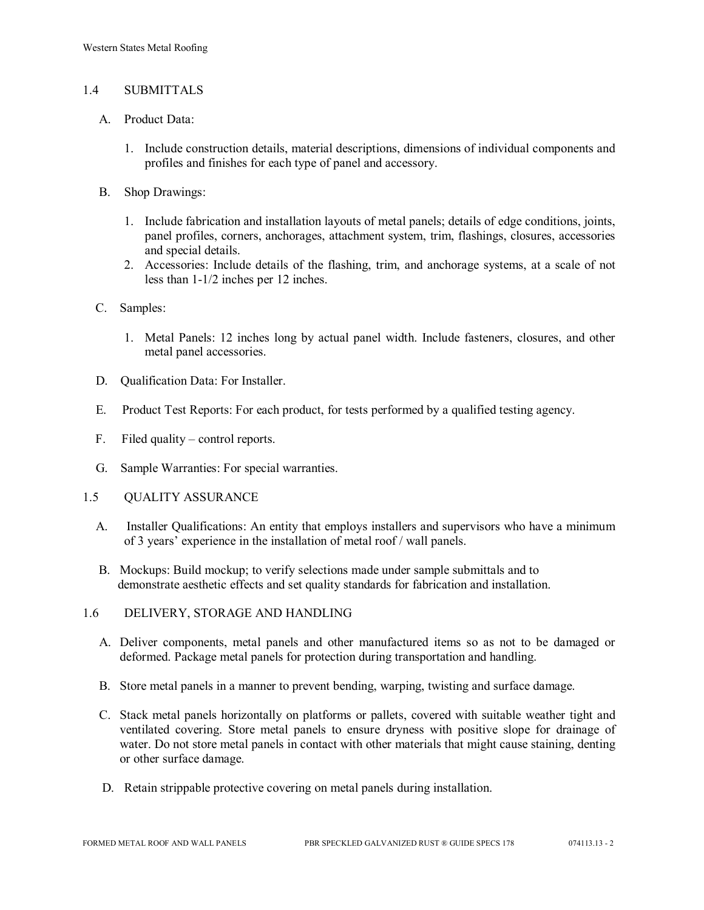## 1.4 SUBMITTALS

A. Product Data:

1. Include construction details, material descriptions, dimensions of individual components and profiles and finishes for each type of panel and accessory.

B. Shop Drawings:

1. Include fabrication and installation layouts of metal panels; details of edge conditions, joints, panel profiles, corners, anchorages, attachment system, trim, flashings, closures, accessories and special details.
2. Accessories: Include details of the flashing, trim, and anchorage systems, at a scale of not less than 1-1/2 inches per 12 inches.

C. Samples:

1. Metal Panels: 12 inches long by actual panel width. Include fasteners, closures, and other metal panel accessories.

D. Qualification Data: For Installer.

E. Product Test Reports: For each product, for tests performed by a qualified testing agency.

F. Filed quality – control reports.

G. Sample Warranties: For special warranties.

## 1.5 QUALITY ASSURANCE

A. Installer Qualifications: An entity that employs installers and supervisors who have a minimum of 3 years' experience in the installation of metal roof / wall panels.

B. Mockups: Build mockup; to verify selections made under sample submittals and to demonstrate aesthetic effects and set quality standards for fabrication and installation.

## 1.6 DELIVERY, STORAGE AND HANDLING

A. Deliver components, metal panels and other manufactured items so as not to be damaged or deformed. Package metal panels for protection during transportation and handling.

B. Store metal panels in a manner to prevent bending, warping, twisting and surface damage.

C. Stack metal panels horizontally on platforms or pallets, covered with suitable weather tight and ventilated covering. Store metal panels to ensure dryness with positive slope for drainage of water. Do not store metal panels in contact with other materials that might cause staining, denting or other surface damage.

D. Retain strippable protective covering on metal panels during installation.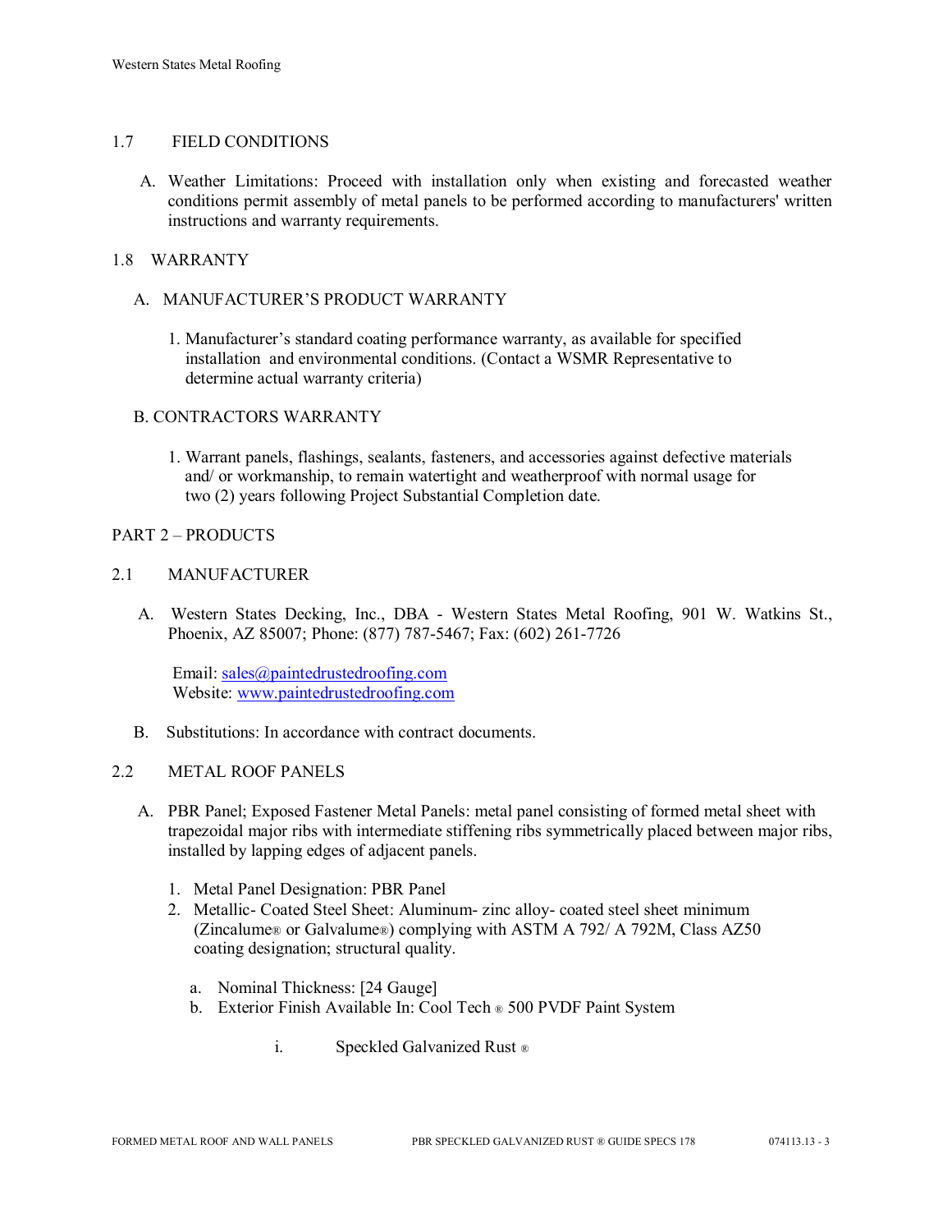## 1.7 FIELD CONDITIONS

A. Weather Limitations: Proceed with installation only when existing and forecasted weather conditions permit assembly of metal panels to be performed according to manufacturers' written instructions and warranty requirements.

## 1.8 WARRANTY

A. MANUFACTURER'S PRODUCT WARRANTY

1. Manufacturer's standard coating performance warranty, as available for specified installation and environmental conditions. (Contact a WSMR Representative to determine actual warranty criteria)

B. CONTRACTORS WARRANTY

1. Warrant panels, flashings, sealants, fasteners, and accessories against defective materials and/ or workmanship, to remain watertight and weatherproof with normal usage for two (2) years following Project Substantial Completion date.

# PART 2 – PRODUCTS

## 2.1 MANUFACTURER

A. Western States Decking, Inc., DBA - Western States Metal Roofing, 901 W. Watkins St., Phoenix, AZ 85007; Phone: (877) 787-5467; Fax: (602) 261-7726

Email: sales@paintedrustedroofing.com
Website: www.paintedrustedroofing.com

B. Substitutions: In accordance with contract documents.

## 2.2 METAL ROOF PANELS

A. PBR Panel; Exposed Fastener Metal Panels: metal panel consisting of formed metal sheet with trapezoidal major ribs with intermediate stiffening ribs symmetrically placed between major ribs, installed by lapping edges of adjacent panels.

1. Metal Panel Designation: PBR Panel
2. Metallic- Coated Steel Sheet: Aluminum- zinc alloy- coated steel sheet minimum (Zincalume® or Galvalume®) complying with ASTM A 792/ A 792M, Class AZ50 coating designation; structural quality.
   a. Nominal Thickness: [24 Gauge]
   b. Exterior Finish Available In: Cool Tech ® 500 PVDF Paint System
      i. Speckled Galvanized Rust ®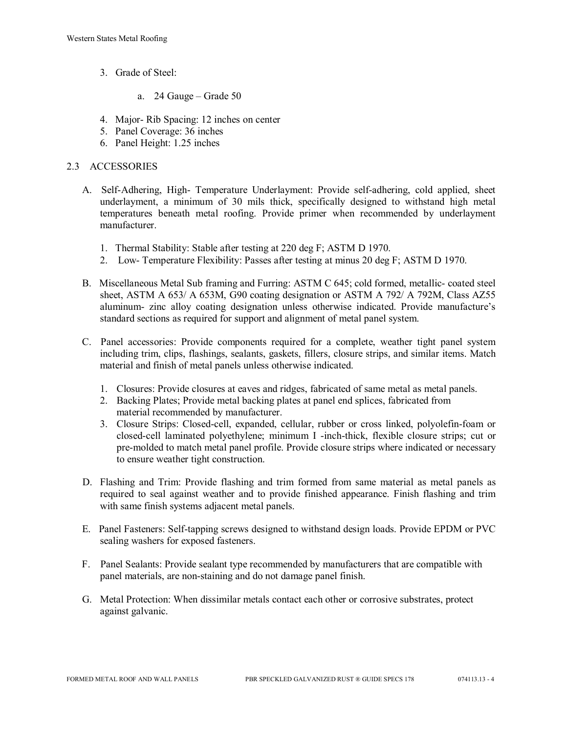3. Grade of Steel:

    a. 24 Gauge – Grade 50

4. Major- Rib Spacing: 12 inches on center
5. Panel Coverage: 36 inches
6. Panel Height: 1.25 inches

## 2.3 ACCESSORIES

A. Self-Adhering, High- Temperature Underlayment: Provide self-adhering, cold applied, sheet underlayment, a minimum of 30 mils thick, specifically designed to withstand high metal temperatures beneath metal roofing. Provide primer when recommended by underlayment manufacturer.

    1. Thermal Stability: Stable after testing at 220 deg F; ASTM D 1970.
    2. Low- Temperature Flexibility: Passes after testing at minus 20 deg F; ASTM D 1970.

B. Miscellaneous Metal Sub framing and Furring: ASTM C 645; cold formed, metallic- coated steel sheet, ASTM A 653/ A 653M, G90 coating designation or ASTM A 792/ A 792M, Class AZ55 aluminum- zinc alloy coating designation unless otherwise indicated. Provide manufacture's standard sections as required for support and alignment of metal panel system.

C. Panel accessories: Provide components required for a complete, weather tight panel system including trim, clips, flashings, sealants, gaskets, fillers, closure strips, and similar items. Match material and finish of metal panels unless otherwise indicated.

    1. Closures: Provide closures at eaves and ridges, fabricated of same metal as metal panels.
    2. Backing Plates; Provide metal backing plates at panel end splices, fabricated from material recommended by manufacturer.
    3. Closure Strips: Closed-cell, expanded, cellular, rubber or cross linked, polyolefin-foam or closed-cell laminated polyethylene; minimum I -inch-thick, flexible closure strips; cut or pre-molded to match metal panel profile. Provide closure strips where indicated or necessary to ensure weather tight construction.

D. Flashing and Trim: Provide flashing and trim formed from same material as metal panels as required to seal against weather and to provide finished appearance. Finish flashing and trim with same finish systems adjacent metal panels.

E. Panel Fasteners: Self-tapping screws designed to withstand design loads. Provide EPDM or PVC sealing washers for exposed fasteners.

F. Panel Sealants: Provide sealant type recommended by manufacturers that are compatible with panel materials, are non-staining and do not damage panel finish.

G. Metal Protection: When dissimilar metals contact each other or corrosive substrates, protect against galvanic.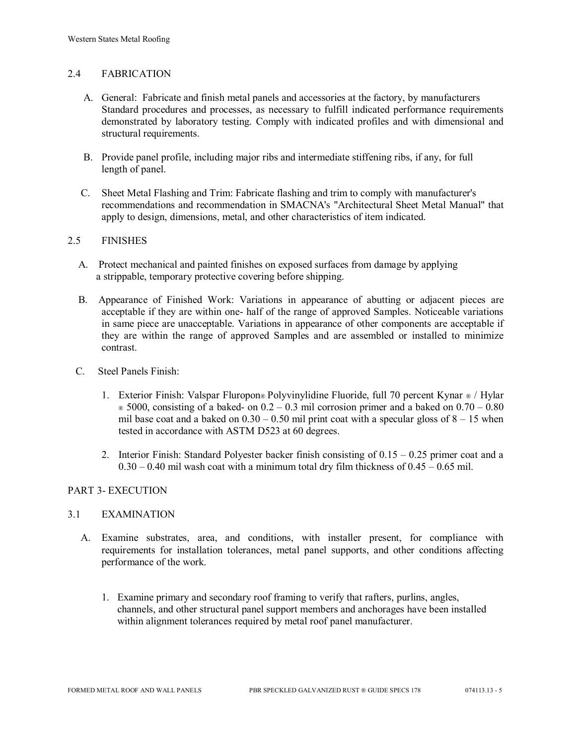## 2.4 FABRICATION

A. General: Fabricate and finish metal panels and accessories at the factory, by manufacturers Standard procedures and processes, as necessary to fulfill indicated performance requirements demonstrated by laboratory testing. Comply with indicated profiles and with dimensional and structural requirements.

B. Provide panel profile, including major ribs and intermediate stiffening ribs, if any, for full length of panel.

C. Sheet Metal Flashing and Trim: Fabricate flashing and trim to comply with manufacturer's recommendations and recommendation in SMACNA's "Architectural Sheet Metal Manual" that apply to design, dimensions, metal, and other characteristics of item indicated.

## 2.5 FINISHES

A. Protect mechanical and painted finishes on exposed surfaces from damage by applying a strippable, temporary protective covering before shipping.

B. Appearance of Finished Work: Variations in appearance of abutting or adjacent pieces are acceptable if they are within one- half of the range of approved Samples. Noticeable variations in same piece are unacceptable. Variations in appearance of other components are acceptable if they are within the range of approved Samples and are assembled or installed to minimize contrast.

C. Steel Panels Finish:

1. Exterior Finish: Valspar Fluropon® Polyvinylidine Fluoride, full 70 percent Kynar ® / Hylar ® 5000, consisting of a baked- on 0.2 – 0.3 mil corrosion primer and a baked on 0.70 – 0.80 mil base coat and a baked on 0.30 – 0.50 mil print coat with a specular gloss of 8 – 15 when tested in accordance with ASTM D523 at 60 degrees.

2. Interior Finish: Standard Polyester backer finish consisting of 0.15 – 0.25 primer coat and a 0.30 – 0.40 mil wash coat with a minimum total dry film thickness of 0.45 – 0.65 mil.

# PART 3- EXECUTION

## 3.1 EXAMINATION

A. Examine substrates, area, and conditions, with installer present, for compliance with requirements for installation tolerances, metal panel supports, and other conditions affecting performance of the work.

1. Examine primary and secondary roof framing to verify that rafters, purlins, angles, channels, and other structural panel support members and anchorages have been installed within alignment tolerances required by metal roof panel manufacturer.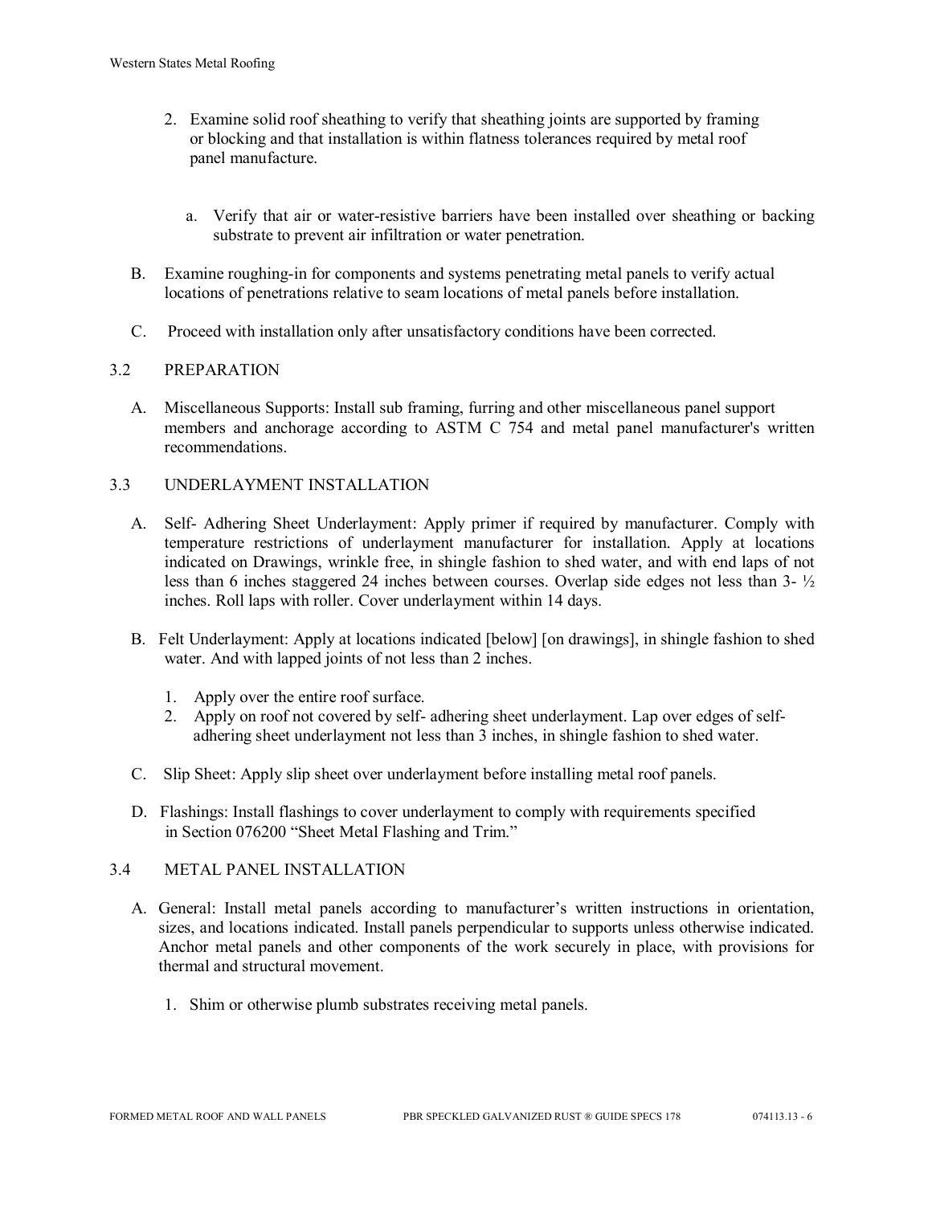2. Examine solid roof sheathing to verify that sheathing joints are supported by framing or blocking and that installation is within flatness tolerances required by metal roof panel manufacture.

    a. Verify that air or water-resistive barriers have been installed over sheathing or backing substrate to prevent air infiltration or water penetration.

B. Examine roughing-in for components and systems penetrating metal panels to verify actual locations of penetrations relative to seam locations of metal panels before installation.

C. Proceed with installation only after unsatisfactory conditions have been corrected.

## 3.2 PREPARATION

A. Miscellaneous Supports: Install sub framing, furring and other miscellaneous panel support members and anchorage according to ASTM C 754 and metal panel manufacturer's written recommendations.

## 3.3 UNDERLAYMENT INSTALLATION

A. Self- Adhering Sheet Underlayment: Apply primer if required by manufacturer. Comply with temperature restrictions of underlayment manufacturer for installation. Apply at locations indicated on Drawings, wrinkle free, in shingle fashion to shed water, and with end laps of not less than 6 inches staggered 24 inches between courses. Overlap side edges not less than 3- ½ inches. Roll laps with roller. Cover underlayment within 14 days.

B. Felt Underlayment: Apply at locations indicated [below] [on drawings], in shingle fashion to shed water. And with lapped joints of not less than 2 inches.

1. Apply over the entire roof surface.
2. Apply on roof not covered by self- adhering sheet underlayment. Lap over edges of self-adhering sheet underlayment not less than 3 inches, in shingle fashion to shed water.

C. Slip Sheet: Apply slip sheet over underlayment before installing metal roof panels.

D. Flashings: Install flashings to cover underlayment to comply with requirements specified in Section 076200 "Sheet Metal Flashing and Trim."

## 3.4 METAL PANEL INSTALLATION

A. General: Install metal panels according to manufacturer's written instructions in orientation, sizes, and locations indicated. Install panels perpendicular to supports unless otherwise indicated. Anchor metal panels and other components of the work securely in place, with provisions for thermal and structural movement.

1. Shim or otherwise plumb substrates receiving metal panels.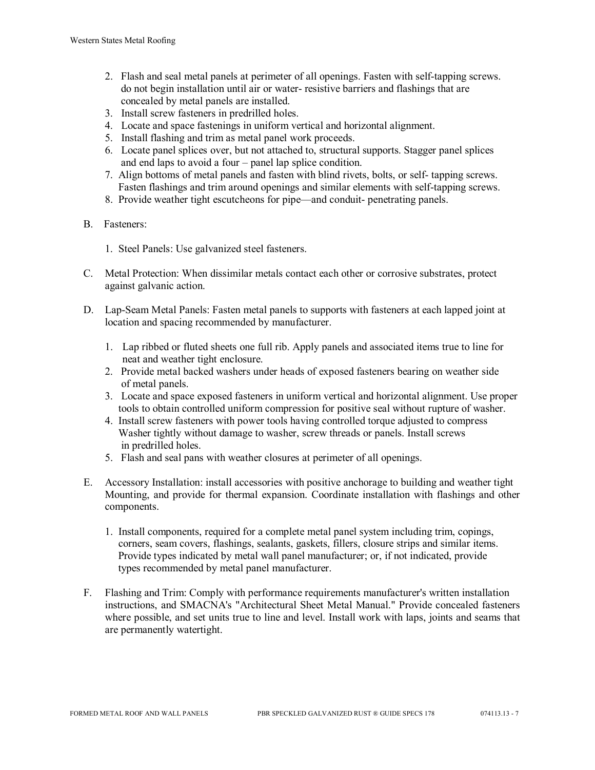2. Flash and seal metal panels at perimeter of all openings. Fasten with self-tapping screws. do not begin installation until air or water- resistive barriers and flashings that are concealed by metal panels are installed.
3. Install screw fasteners in predrilled holes.
4. Locate and space fastenings in uniform vertical and horizontal alignment.
5. Install flashing and trim as metal panel work proceeds.
6. Locate panel splices over, but not attached to, structural supports. Stagger panel splices and end laps to avoid a four – panel lap splice condition.
7. Align bottoms of metal panels and fasten with blind rivets, bolts, or self- tapping screws. Fasten flashings and trim around openings and similar elements with self-tapping screws.
8. Provide weather tight escutcheons for pipe—and conduit- penetrating panels.

B. Fasteners:

1. Steel Panels: Use galvanized steel fasteners.

C. Metal Protection: When dissimilar metals contact each other or corrosive substrates, protect against galvanic action.

D. Lap-Seam Metal Panels: Fasten metal panels to supports with fasteners at each lapped joint at location and spacing recommended by manufacturer.

1. Lap ribbed or fluted sheets one full rib. Apply panels and associated items true to line for neat and weather tight enclosure.
2. Provide metal backed washers under heads of exposed fasteners bearing on weather side of metal panels.
3. Locate and space exposed fasteners in uniform vertical and horizontal alignment. Use proper tools to obtain controlled uniform compression for positive seal without rupture of washer.
4. Install screw fasteners with power tools having controlled torque adjusted to compress Washer tightly without damage to washer, screw threads or panels. Install screws in predrilled holes.
5. Flash and seal pans with weather closures at perimeter of all openings.

E. Accessory Installation: install accessories with positive anchorage to building and weather tight Mounting, and provide for thermal expansion. Coordinate installation with flashings and other components.

1. Install components, required for a complete metal panel system including trim, copings, corners, seam covers, flashings, sealants, gaskets, fillers, closure strips and similar items. Provide types indicated by metal wall panel manufacturer; or, if not indicated, provide types recommended by metal panel manufacturer.

F. Flashing and Trim: Comply with performance requirements manufacturer's written installation instructions, and SMACNA's "Architectural Sheet Metal Manual." Provide concealed fasteners where possible, and set units true to line and level. Install work with laps, joints and seams that are permanently watertight.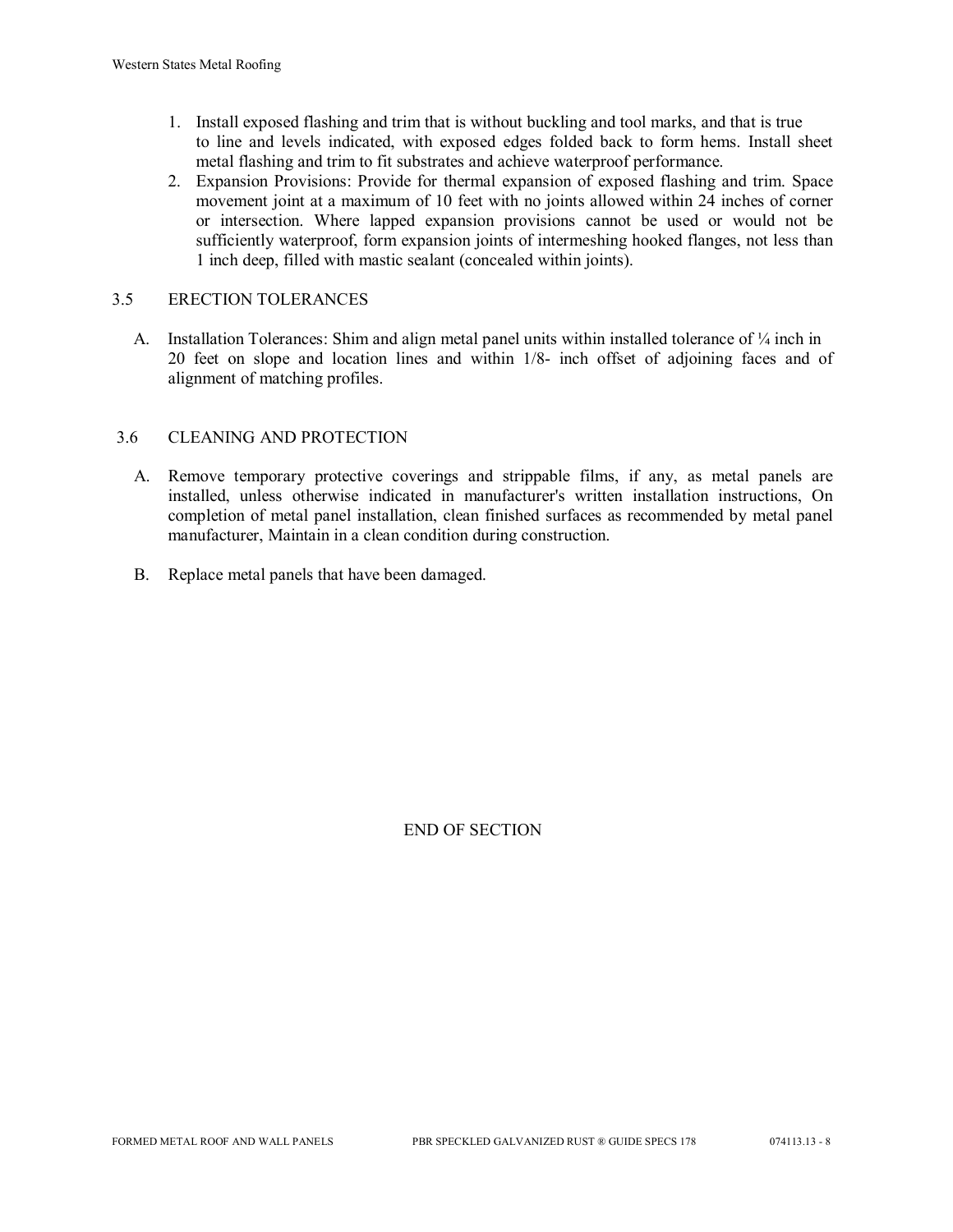1. Install exposed flashing and trim that is without buckling and tool marks, and that is true to line and levels indicated, with exposed edges folded back to form hems. Install sheet metal flashing and trim to fit substrates and achieve waterproof performance.
2. Expansion Provisions: Provide for thermal expansion of exposed flashing and trim. Space movement joint at a maximum of 10 feet with no joints allowed within 24 inches of corner or intersection. Where lapped expansion provisions cannot be used or would not be sufficiently waterproof, form expansion joints of intermeshing hooked flanges, not less than 1 inch deep, filled with mastic sealant (concealed within joints).

## 3.5 ERECTION TOLERANCES

A. Installation Tolerances: Shim and align metal panel units within installed tolerance of ¼ inch in 20 feet on slope and location lines and within 1/8- inch offset of adjoining faces and of alignment of matching profiles.

## 3.6 CLEANING AND PROTECTION

A. Remove temporary protective coverings and strippable films, if any, as metal panels are installed, unless otherwise indicated in manufacturer's written installation instructions, On completion of metal panel installation, clean finished surfaces as recommended by metal panel manufacturer, Maintain in a clean condition during construction.

B. Replace metal panels that have been damaged.

END OF SECTION